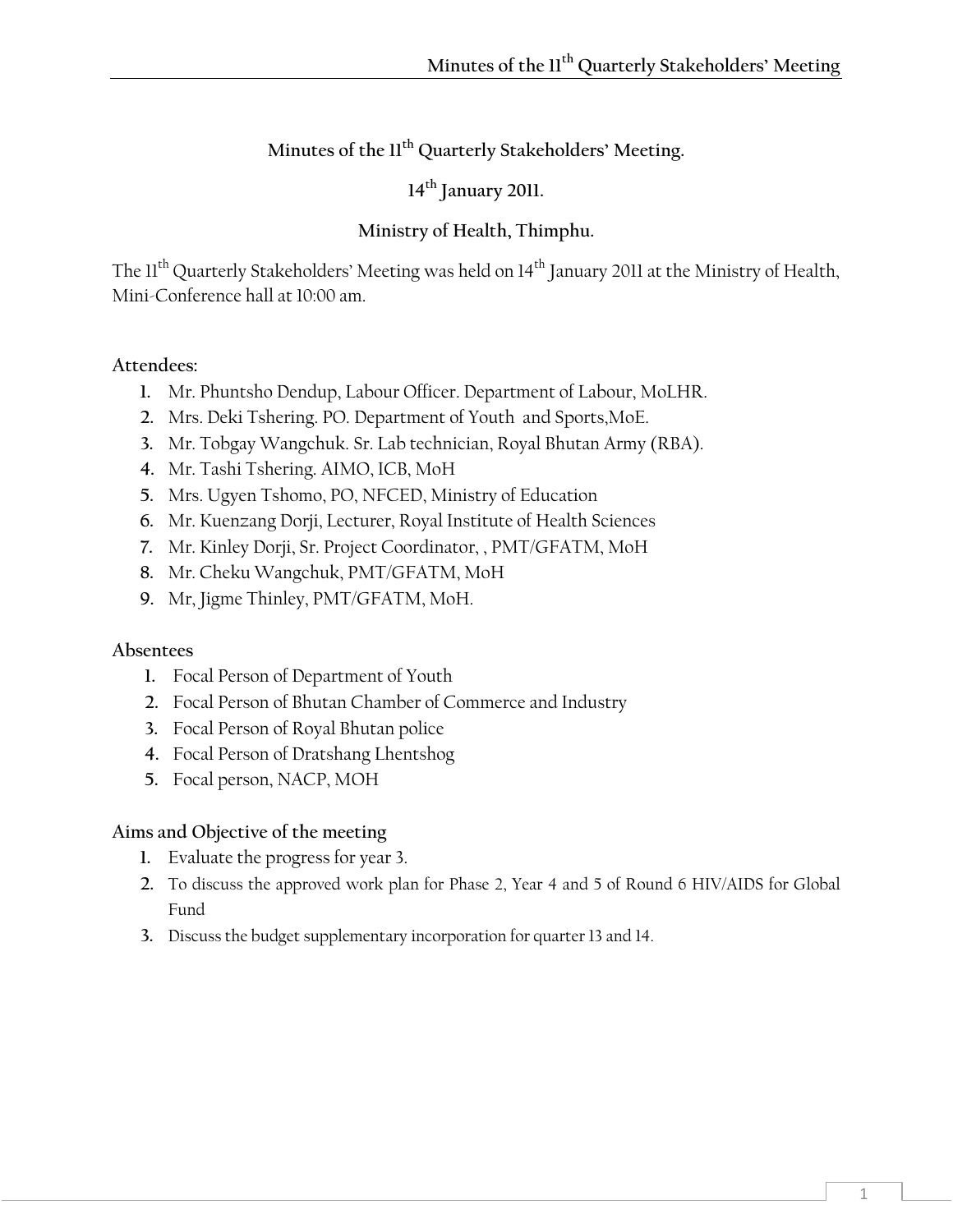# Minutes of the 11th Quarterly Stakeholders' Meeting.

## 14th January 2011.

## Ministry of Health, Thimphu.

The 11th Quarterly Stakeholders' Meeting was held on 14th January 2011 at the Ministry of Health, Mini-Conference hall at 10:00 am.

**Attendees:**

1. Mr. Phuntsho Dendup, Labour Officer. Department of Labour, MoLHR.
2. Mrs. Deki Tshering. PO. Department of Youth and Sports,MoE.
3. Mr. Tobgay Wangchuk. Sr. Lab technician, Royal Bhutan Army (RBA).
4. Mr. Tashi Tshering. AIMO, ICB, MoH
5. Mrs. Ugyen Tshomo, PO, NFCED, Ministry of Education
6. Mr. Kuenzang Dorji, Lecturer, Royal Institute of Health Sciences
7. Mr. Kinley Dorji, Sr. Project Coordinator, , PMT/GFATM, MoH
8. Mr. Cheku Wangchuk, PMT/GFATM, MoH
9. Mr, Jigme Thinley, PMT/GFATM, MoH.

**Absentees**

1. Focal Person of Department of Youth
2. Focal Person of Bhutan Chamber of Commerce and Industry
3. Focal Person of Royal Bhutan police
4. Focal Person of Dratshang Lhentshog
5. Focal person, NACP, MOH

**Aims and Objective of the meeting**

1. Evaluate the progress for year 3.
2. To discuss the approved work plan for Phase 2, Year 4 and 5 of Round 6 HIV/AIDS for Global Fund
3. Discuss the budget supplementary incorporation for quarter 13 and 14.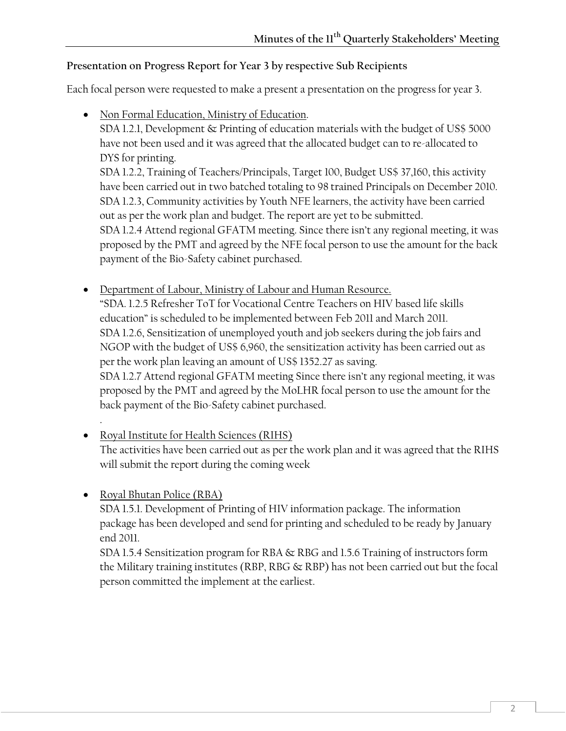**Presentation on Progress Report for Year 3 by respective Sub Recipients**

Each focal person were requested to make a present a presentation on the progress for year 3.

- Non Formal Education, Ministry of Education.
  SDA 1.2.1, Development & Printing of education materials with the budget of US$ 5000 have not been used and it was agreed that the allocated budget can to re-allocated to DYS for printing.
  SDA 1.2.2, Training of Teachers/Principals, Target 100, Budget US$ 37,160, this activity have been carried out in two batched totaling to 98 trained Principals on December 2010.
  SDA 1.2.3, Community activities by Youth NFE learners, the activity have been carried out as per the work plan and budget. The report are yet to be submitted.
  SDA 1.2.4 Attend regional GFATM meeting. Since there isn't any regional meeting, it was proposed by the PMT and agreed by the NFE focal person to use the amount for the back payment of the Bio-Safety cabinet purchased.

- Department of Labour, Ministry of Labour and Human Resource.
  "SDA. 1.2.5 Refresher ToT for Vocational Centre Teachers on HIV based life skills education" is scheduled to be implemented between Feb 2011 and March 2011.
  SDA 1.2.6, Sensitization of unemployed youth and job seekers during the job fairs and NGOP with the budget of US$ 6,960, the sensitization activity has been carried out as per the work plan leaving an amount of US$ 1352.27 as saving.
  SDA 1.2.7 Attend regional GFATM meeting Since there isn't any regional meeting, it was proposed by the PMT and agreed by the MoLHR focal person to use the amount for the back payment of the Bio-Safety cabinet purchased.
  .

- Royal Institute for Health Sciences (RIHS)
  The activities have been carried out as per the work plan and it was agreed that the RIHS will submit the report during the coming week

- Royal Bhutan Police (RBA)
  SDA 1.5.1. Development of Printing of HIV information package. The information package has been developed and send for printing and scheduled to be ready by January end 2011.
  SDA 1.5.4 Sensitization program for RBA & RBG and 1.5.6 Training of instructors form the Military training institutes (RBP, RBG & RBP) has not been carried out but the focal person committed the implement at the earliest.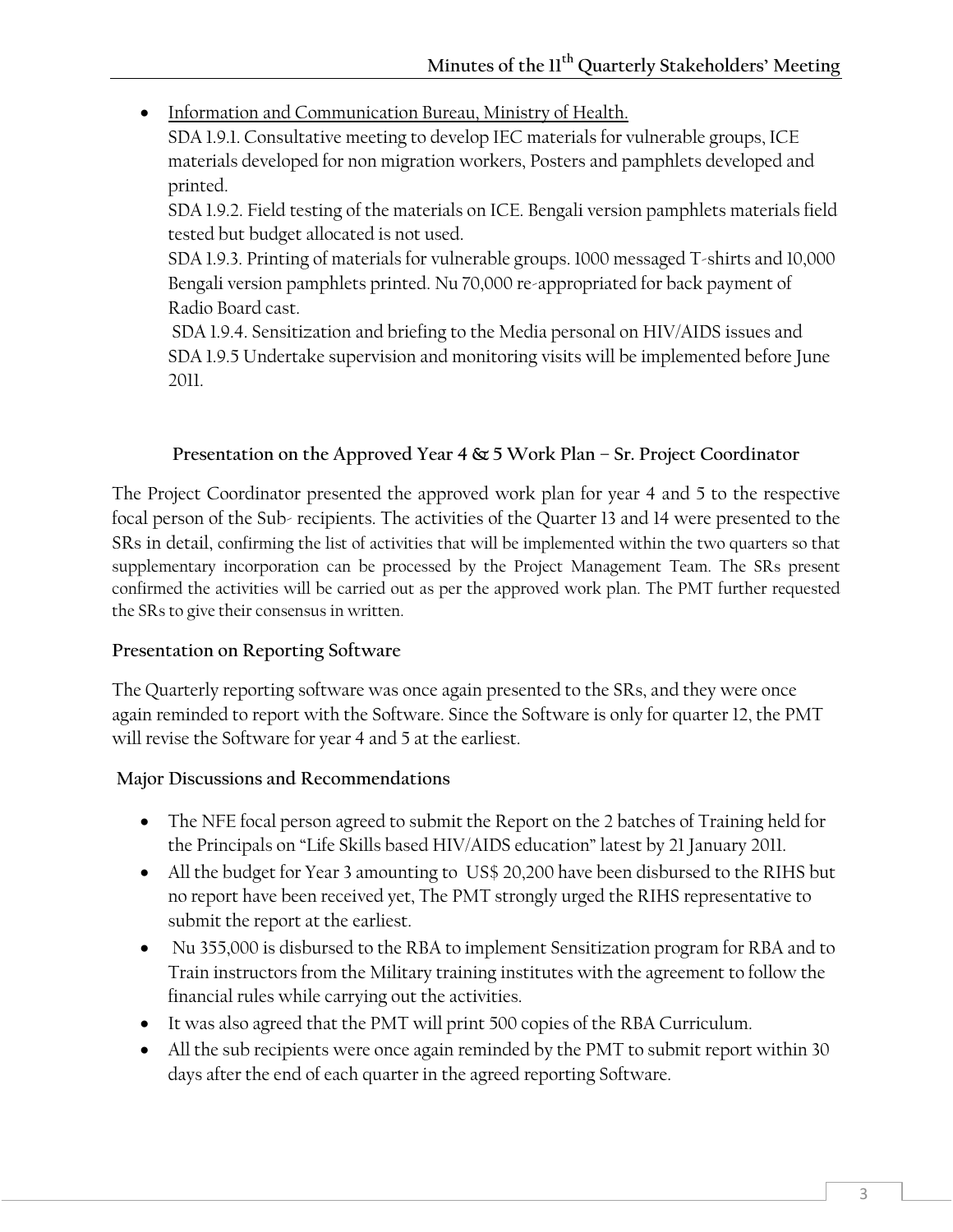- Information and Communication Bureau, Ministry of Health.

  SDA 1.9.1. Consultative meeting to develop IEC materials for vulnerable groups, ICE materials developed for non migration workers, Posters and pamphlets developed and printed.

  SDA 1.9.2. Field testing of the materials on ICE. Bengali version pamphlets materials field tested but budget allocated is not used.

  SDA 1.9.3. Printing of materials for vulnerable groups. 1000 messaged T-shirts and 10,000 Bengali version pamphlets printed. Nu 70,000 re-appropriated for back payment of Radio Board cast.

  SDA 1.9.4. Sensitization and briefing to the Media personal on HIV/AIDS issues and SDA 1.9.5 Undertake supervision and monitoring visits will be implemented before June 2011.

### Presentation on the Approved Year 4 & 5 Work Plan – Sr. Project Coordinator

The Project Coordinator presented the approved work plan for year 4 and 5 to the respective focal person of the Sub- recipients. The activities of the Quarter 13 and 14 were presented to the SRs in detail, confirming the list of activities that will be implemented within the two quarters so that supplementary incorporation can be processed by the Project Management Team. The SRs present confirmed the activities will be carried out as per the approved work plan. The PMT further requested the SRs to give their consensus in written.

### Presentation on Reporting Software

The Quarterly reporting software was once again presented to the SRs, and they were once again reminded to report with the Software. Since the Software is only for quarter 12, the PMT will revise the Software for year 4 and 5 at the earliest.

### Major Discussions and Recommendations

- The NFE focal person agreed to submit the Report on the 2 batches of Training held for the Principals on "Life Skills based HIV/AIDS education" latest by 21 January 2011.
- All the budget for Year 3 amounting to US$ 20,200 have been disbursed to the RIHS but no report have been received yet, The PMT strongly urged the RIHS representative to submit the report at the earliest.
- Nu 355,000 is disbursed to the RBA to implement Sensitization program for RBA and to Train instructors from the Military training institutes with the agreement to follow the financial rules while carrying out the activities.
- It was also agreed that the PMT will print 500 copies of the RBA Curriculum.
- All the sub recipients were once again reminded by the PMT to submit report within 30 days after the end of each quarter in the agreed reporting Software.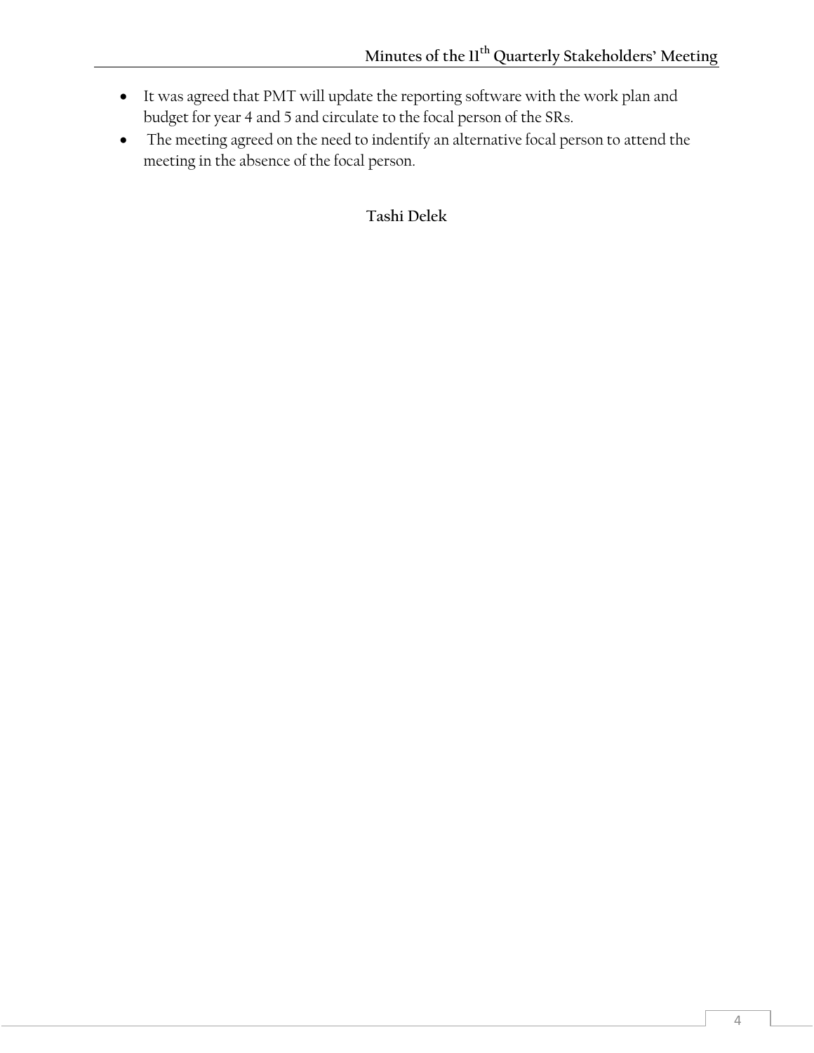- It was agreed that PMT will update the reporting software with the work plan and budget for year 4 and 5 and circulate to the focal person of the SRs.
- The meeting agreed on the need to indentify an alternative focal person to attend the meeting in the absence of the focal person.

**Tashi Delek**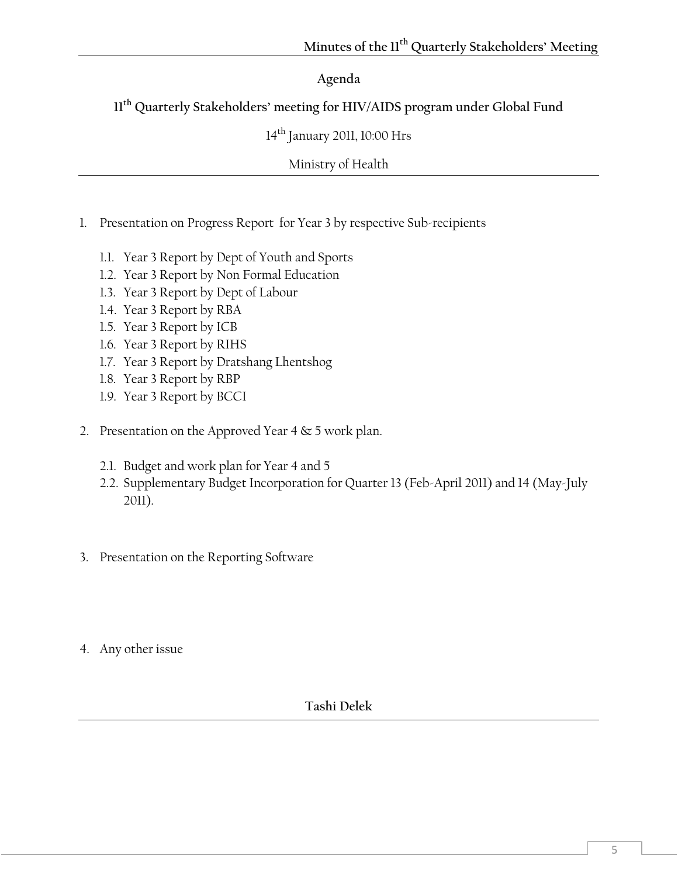## Agenda

## 11th Quarterly Stakeholders' meeting for HIV/AIDS program under Global Fund

14th January 2011, 10:00 Hrs

Ministry of Health

1. Presentation on Progress Report for Year 3 by respective Sub-recipients
   - 1.1. Year 3 Report by Dept of Youth and Sports
   - 1.2. Year 3 Report by Non Formal Education
   - 1.3. Year 3 Report by Dept of Labour
   - 1.4. Year 3 Report by RBA
   - 1.5. Year 3 Report by ICB
   - 1.6. Year 3 Report by RIHS
   - 1.7. Year 3 Report by Dratshang Lhentshog
   - 1.8. Year 3 Report by RBP
   - 1.9. Year 3 Report by BCCI
2. Presentation on the Approved Year 4 & 5 work plan.
   - 2.1. Budget and work plan for Year 4 and 5
   - 2.2. Supplementary Budget Incorporation for Quarter 13 (Feb-April 2011) and 14 (May-July 2011).
3. Presentation on the Reporting Software
4. Any other issue

**Tashi Delek**